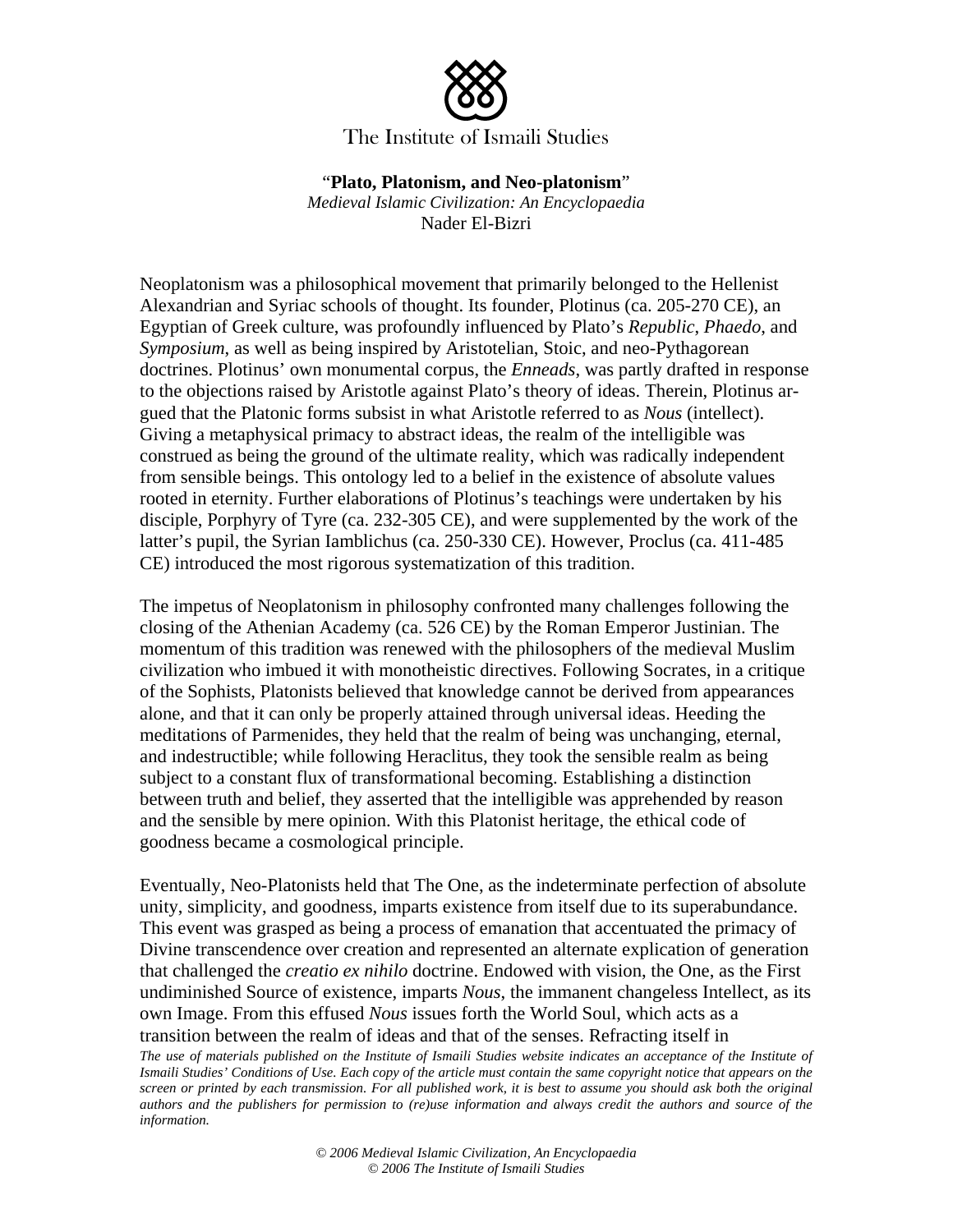The Institute of Ismaili Studies

"**Plato, Platonism, and Neo-platonism**"
*Medieval Islamic Civilization: An Encyclopaedia*
Nader El-Bizri

Neoplatonism was a philosophical movement that primarily belonged to the Hellenist Alexandrian and Syriac schools of thought. Its founder, Plotinus (ca. 205-270 CE), an Egyptian of Greek culture, was profoundly influenced by Plato's *Republic*, *Phaedo*, and *Symposium*, as well as being inspired by Aristotelian, Stoic, and neo-Pythagorean doctrines. Plotinus' own monumental corpus, the *Enneads*, was partly drafted in response to the objections raised by Aristotle against Plato's theory of ideas. Therein, Plotinus argued that the Platonic forms subsist in what Aristotle referred to as *Nous* (intellect). Giving a metaphysical primacy to abstract ideas, the realm of the intelligible was construed as being the ground of the ultimate reality, which was radically independent from sensible beings. This ontology led to a belief in the existence of absolute values rooted in eternity. Further elaborations of Plotinus's teachings were undertaken by his disciple, Porphyry of Tyre (ca. 232-305 CE), and were supplemented by the work of the latter's pupil, the Syrian Iamblichus (ca. 250-330 CE). However, Proclus (ca. 411-485 CE) introduced the most rigorous systematization of this tradition.

The impetus of Neoplatonism in philosophy confronted many challenges following the closing of the Athenian Academy (ca. 526 CE) by the Roman Emperor Justinian. The momentum of this tradition was renewed with the philosophers of the medieval Muslim civilization who imbued it with monotheistic directives. Following Socrates, in a critique of the Sophists, Platonists believed that knowledge cannot be derived from appearances alone, and that it can only be properly attained through universal ideas. Heeding the meditations of Parmenides, they held that the realm of being was unchanging, eternal, and indestructible; while following Heraclitus, they took the sensible realm as being subject to a constant flux of transformational becoming. Establishing a distinction between truth and belief, they asserted that the intelligible was apprehended by reason and the sensible by mere opinion. With this Platonist heritage, the ethical code of goodness became a cosmological principle.

Eventually, Neo-Platonists held that The One, as the indeterminate perfection of absolute unity, simplicity, and goodness, imparts existence from itself due to its superabundance. This event was grasped as being a process of emanation that accentuated the primacy of Divine transcendence over creation and represented an alternate explication of generation that challenged the *creatio ex nihilo* doctrine. Endowed with vision, the One, as the First undiminished Source of existence, imparts *Nous*, the immanent changeless Intellect, as its own Image. From this effused *Nous* issues forth the World Soul, which acts as a transition between the realm of ideas and that of the senses. Refracting itself in

*The use of materials published on the Institute of Ismaili Studies website indicates an acceptance of the Institute of Ismaili Studies' Conditions of Use. Each copy of the article must contain the same copyright notice that appears on the screen or printed by each transmission. For all published work, it is best to assume you should ask both the original authors and the publishers for permission to (re)use information and always credit the authors and source of the information.*

*© 2006 Medieval Islamic Civilization, An Encyclopaedia*
*© 2006 The Institute of Ismaili Studies*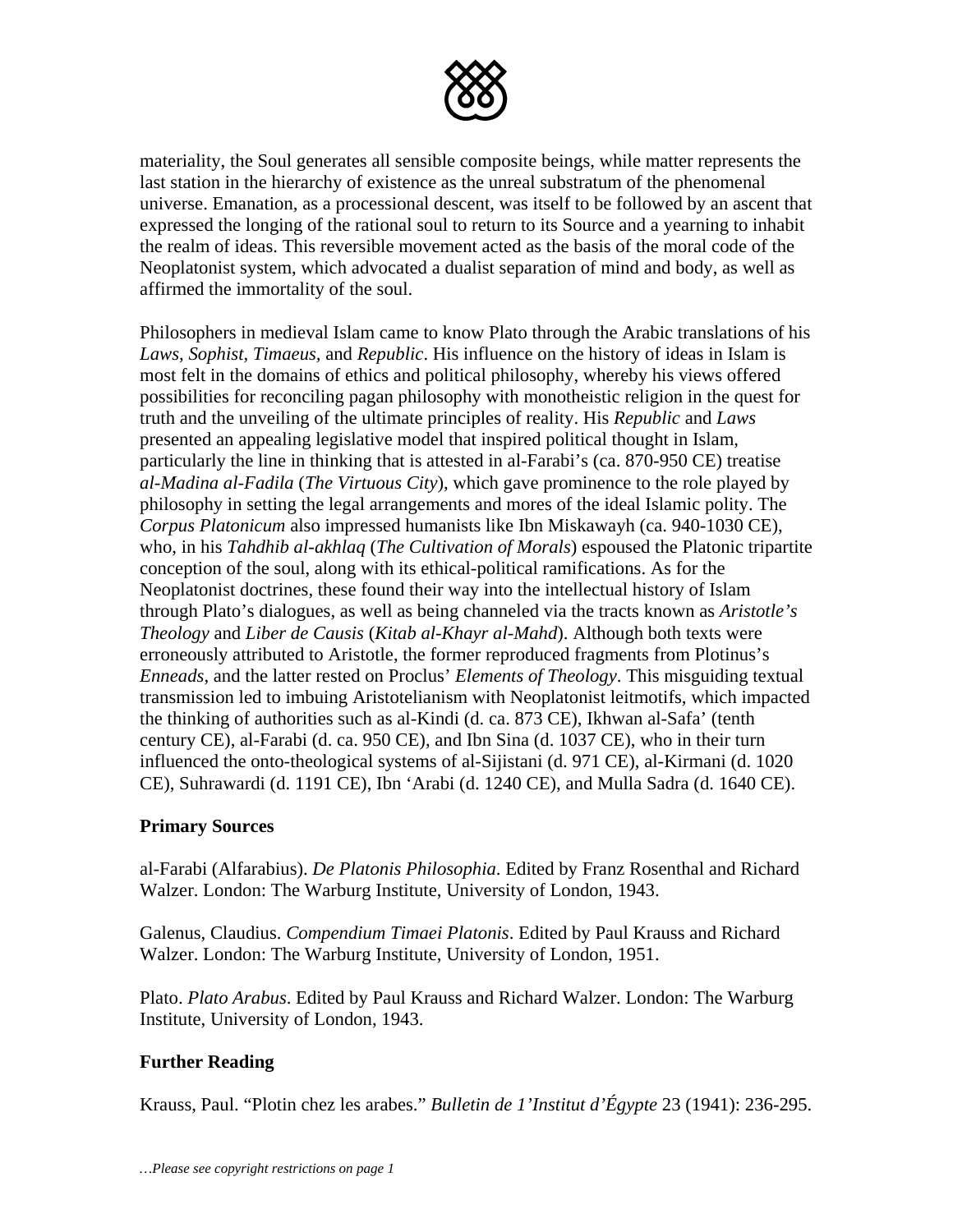materiality, the Soul generates all sensible composite beings, while matter represents the last station in the hierarchy of existence as the unreal substratum of the phenomenal universe. Emanation, as a processional descent, was itself to be followed by an ascent that expressed the longing of the rational soul to return to its Source and a yearning to inhabit the realm of ideas. This reversible movement acted as the basis of the moral code of the Neoplatonist system, which advocated a dualist separation of mind and body, as well as affirmed the immortality of the soul.

Philosophers in medieval Islam came to know Plato through the Arabic translations of his *Laws, Sophist, Timaeus,* and *Republic*. His influence on the history of ideas in Islam is most felt in the domains of ethics and political philosophy, whereby his views offered possibilities for reconciling pagan philosophy with monotheistic religion in the quest for truth and the unveiling of the ultimate principles of reality. His *Republic* and *Laws* presented an appealing legislative model that inspired political thought in Islam, particularly the line in thinking that is attested in al-Farabi's (ca. 870-950 CE) treatise *al-Madina al-Fadila* (*The Virtuous City*), which gave prominence to the role played by philosophy in setting the legal arrangements and mores of the ideal Islamic polity. The *Corpus Platonicum* also impressed humanists like Ibn Miskawayh (ca. 940-1030 CE), who, in his *Tahdhib al-akhlaq* (*The Cultivation of Morals*) espoused the Platonic tripartite conception of the soul, along with its ethical-political ramifications. As for the Neoplatonist doctrines, these found their way into the intellectual history of Islam through Plato's dialogues, as well as being channeled via the tracts known as *Aristotle's Theology* and *Liber de Causis* (*Kitab al-Khayr al-Mahd*). Although both texts were erroneously attributed to Aristotle, the former reproduced fragments from Plotinus's *Enneads*, and the latter rested on Proclus' *Elements of Theology*. This misguiding textual transmission led to imbuing Aristotelianism with Neoplatonist leitmotifs, which impacted the thinking of authorities such as al-Kindi (d. ca. 873 CE), Ikhwan al-Safa' (tenth century CE), al-Farabi (d. ca. 950 CE), and Ibn Sina (d. 1037 CE), who in their turn influenced the onto-theological systems of al-Sijistani (d. 971 CE), al-Kirmani (d. 1020 CE), Suhrawardi (d. 1191 CE), Ibn 'Arabi (d. 1240 CE), and Mulla Sadra (d. 1640 CE).

## Primary Sources

al-Farabi (Alfarabius). *De Platonis Philosophia*. Edited by Franz Rosenthal and Richard Walzer. London: The Warburg Institute, University of London, 1943.

Galenus, Claudius. *Compendium Timaei Platonis*. Edited by Paul Krauss and Richard Walzer. London: The Warburg Institute, University of London, 1951.

Plato. *Plato Arabus*. Edited by Paul Krauss and Richard Walzer. London: The Warburg Institute, University of London, 1943.

## Further Reading

Krauss, Paul. "Plotin chez les arabes." *Bulletin de 1'Institut d'Égypte* 23 (1941): 236-295.

*…Please see copyright restrictions on page 1*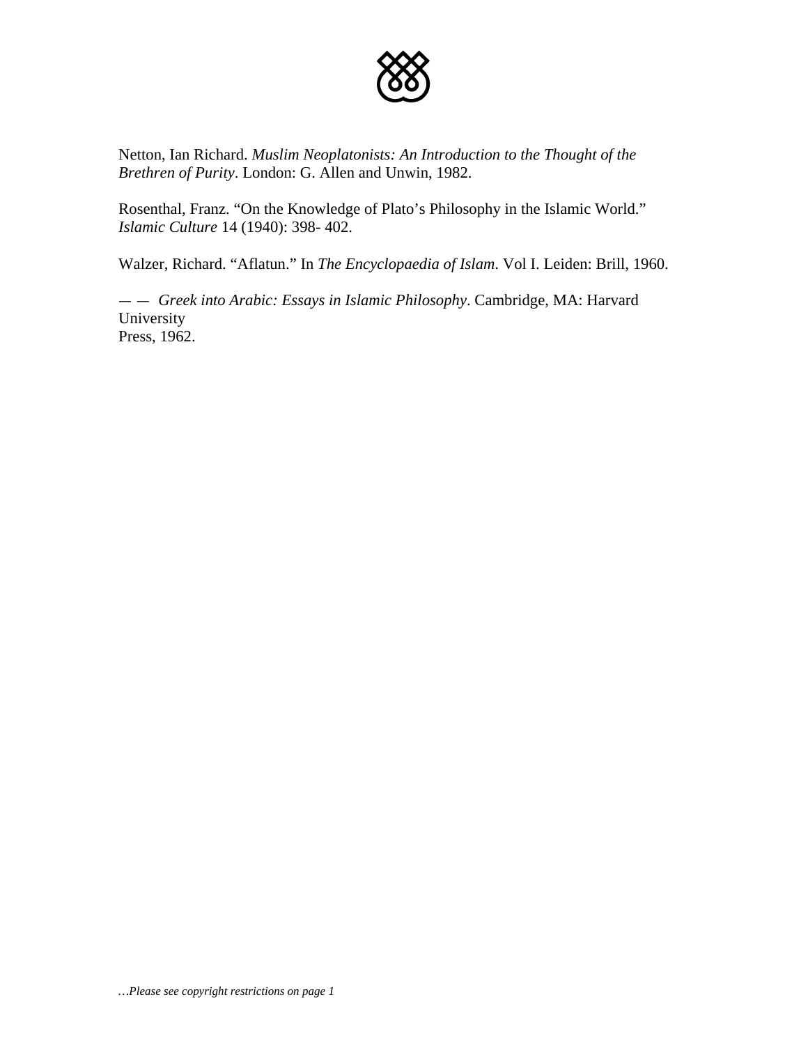Netton, Ian Richard. *Muslim Neoplatonists: An Introduction to the Thought of the Brethren of Purity*. London: G. Allen and Unwin, 1982.

Rosenthal, Franz. "On the Knowledge of Plato's Philosophy in the Islamic World." *Islamic Culture* 14 (1940): 398- 402.

Walzer, Richard. "Aflatun." In *The Encyclopaedia of Islam*. Vol I. Leiden: Brill, 1960.

— — *Greek into Arabic: Essays in Islamic Philosophy*. Cambridge, MA: Harvard University Press, 1962.